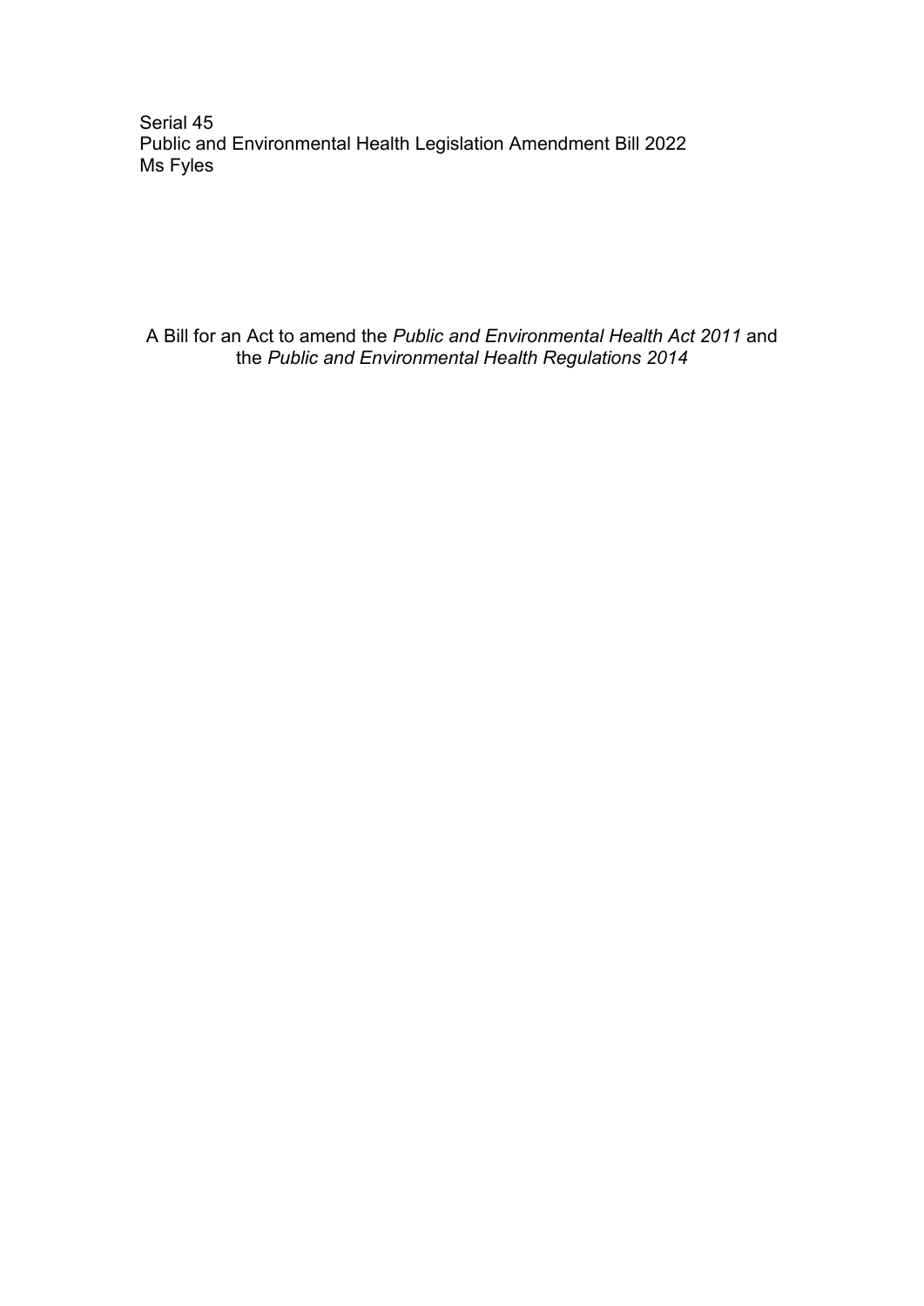Serial 45
Public and Environmental Health Legislation Amendment Bill 2022
Ms Fyles

A Bill for an Act to amend the *Public and Environmental Health Act 2011* and the *Public and Environmental Health Regulations 2014*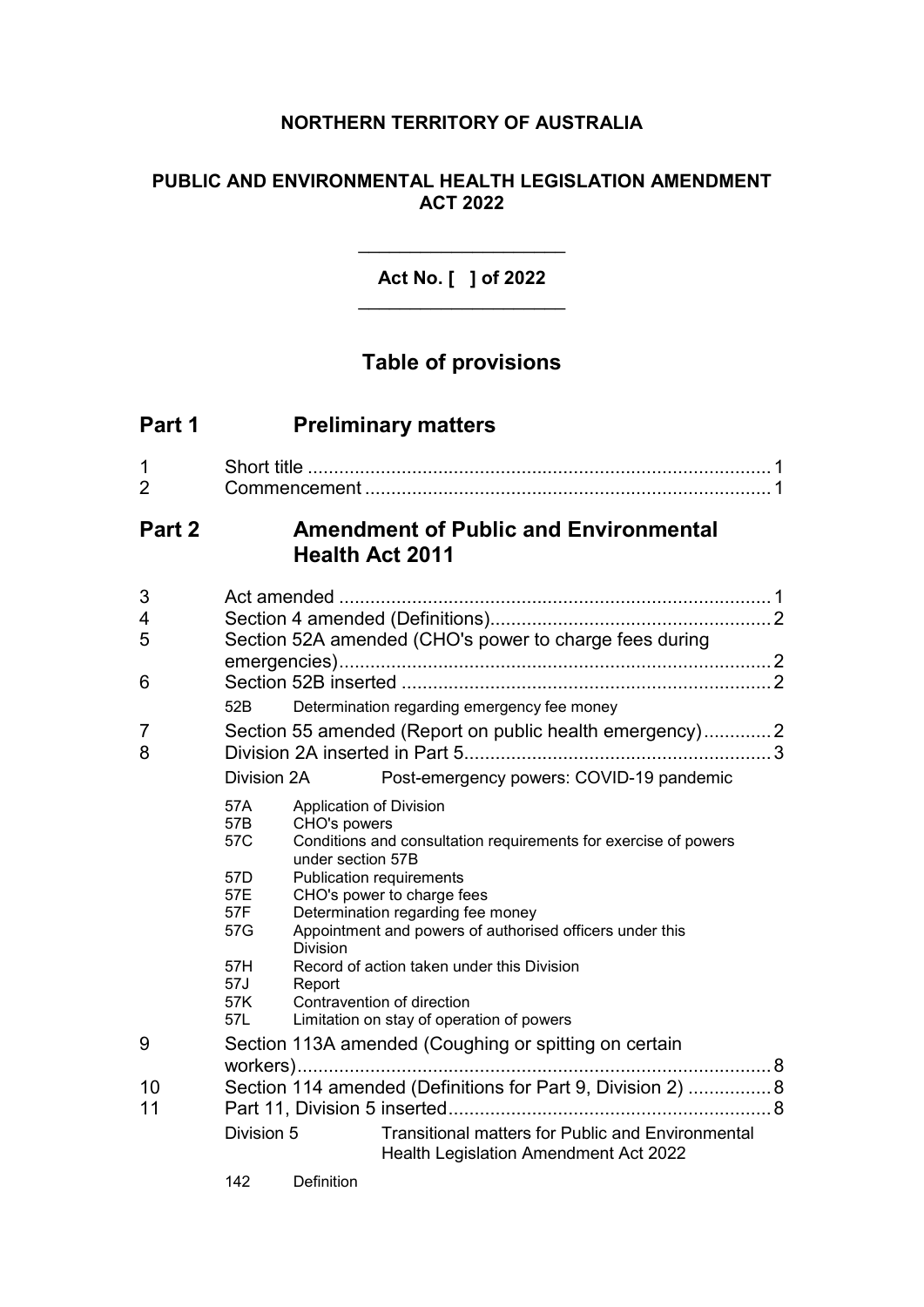**NORTHERN TERRITORY OF AUSTRALIA**

**PUBLIC AND ENVIRONMENTAL HEALTH LEGISLATION AMENDMENT ACT 2022**

**Act No. [ ] of 2022**

## Table of provisions

## Part 1 Preliminary matters

1 Short title ........................................................................................ 1
2 Commencement ............................................................................. 1

## Part 2 Amendment of Public and Environmental Health Act 2011

3 Act amended .................................................................................. 1
4 Section 4 amended (Definitions)...................................................... 2
5 Section 52A amended (CHO's power to charge fees during emergencies)................................................................................... 2
6 Section 52B inserted ....................................................................... 2

52B Determination regarding emergency fee money

7 Section 55 amended (Report on public health emergency)............. 2
8 Division 2A inserted in Part 5........................................................... 3

Division 2A Post-emergency powers: COVID-19 pandemic

57A Application of Division
57B CHO's powers
57C Conditions and consultation requirements for exercise of powers under section 57B
57D Publication requirements
57E CHO's power to charge fees
57F Determination regarding fee money
57G Appointment and powers of authorised officers under this Division
57H Record of action taken under this Division
57J Report
57K Contravention of direction
57L Limitation on stay of operation of powers

9 Section 113A amended (Coughing or spitting on certain workers)........................................................................................... 8
10 Section 114 amended (Definitions for Part 9, Division 2) ................ 8
11 Part 11, Division 5 inserted............................................................. 8

Division 5 Transitional matters for Public and Environmental Health Legislation Amendment Act 2022

142 Definition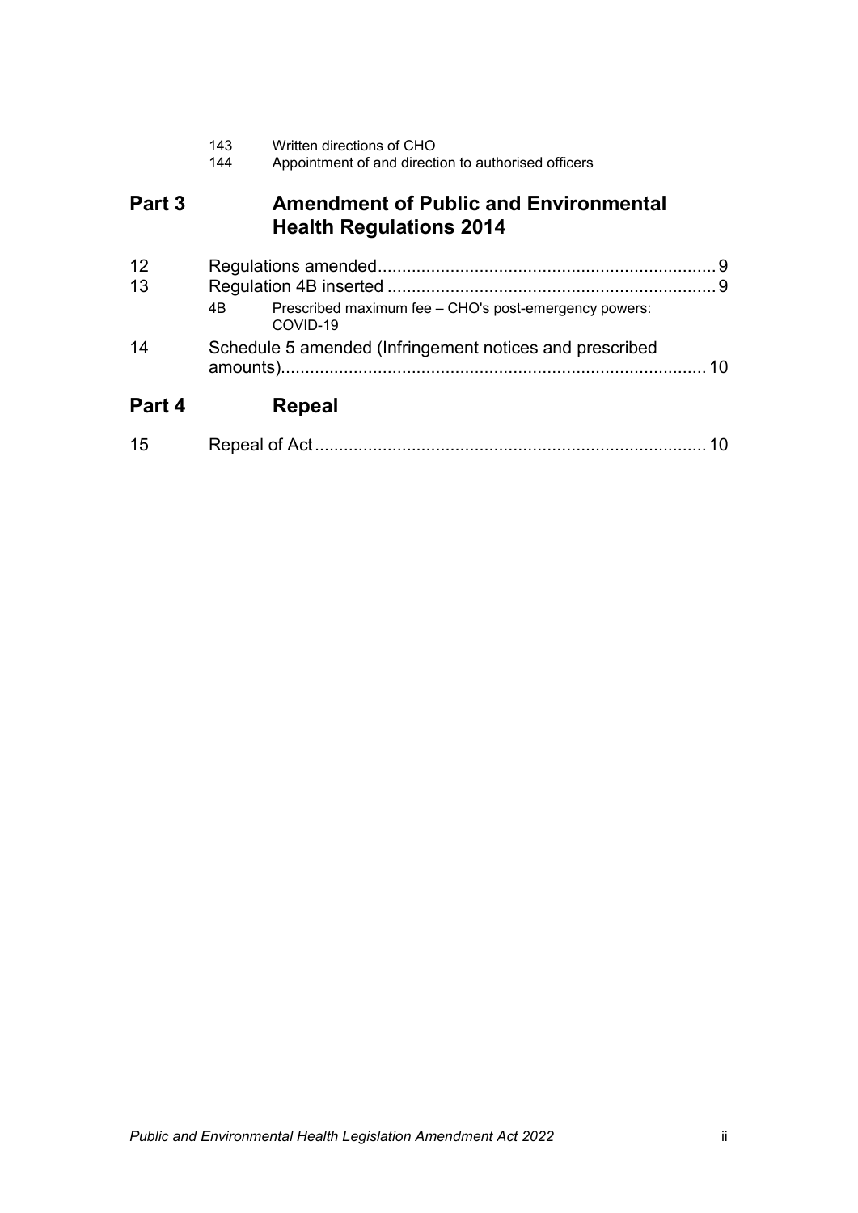| | | | |
|---|---|---|---|
| | 143 | Written directions of CHO | |
| | 144 | Appointment of and direction to authorised officers | |

## Part 3 Amendment of Public and Environmental Health Regulations 2014

| | | | |
|---|---|---|---|
| 12 | Regulations amended | | 9 |
| 13 | Regulation 4B inserted | | 9 |
| | 4B | Prescribed maximum fee – CHO's post-emergency powers: COVID-19 | |
| 14 | Schedule 5 amended (Infringement notices and prescribed amounts) | | 10 |

## Part 4 Repeal

| | | |
|---|---|---|
| 15 | Repeal of Act | 10 |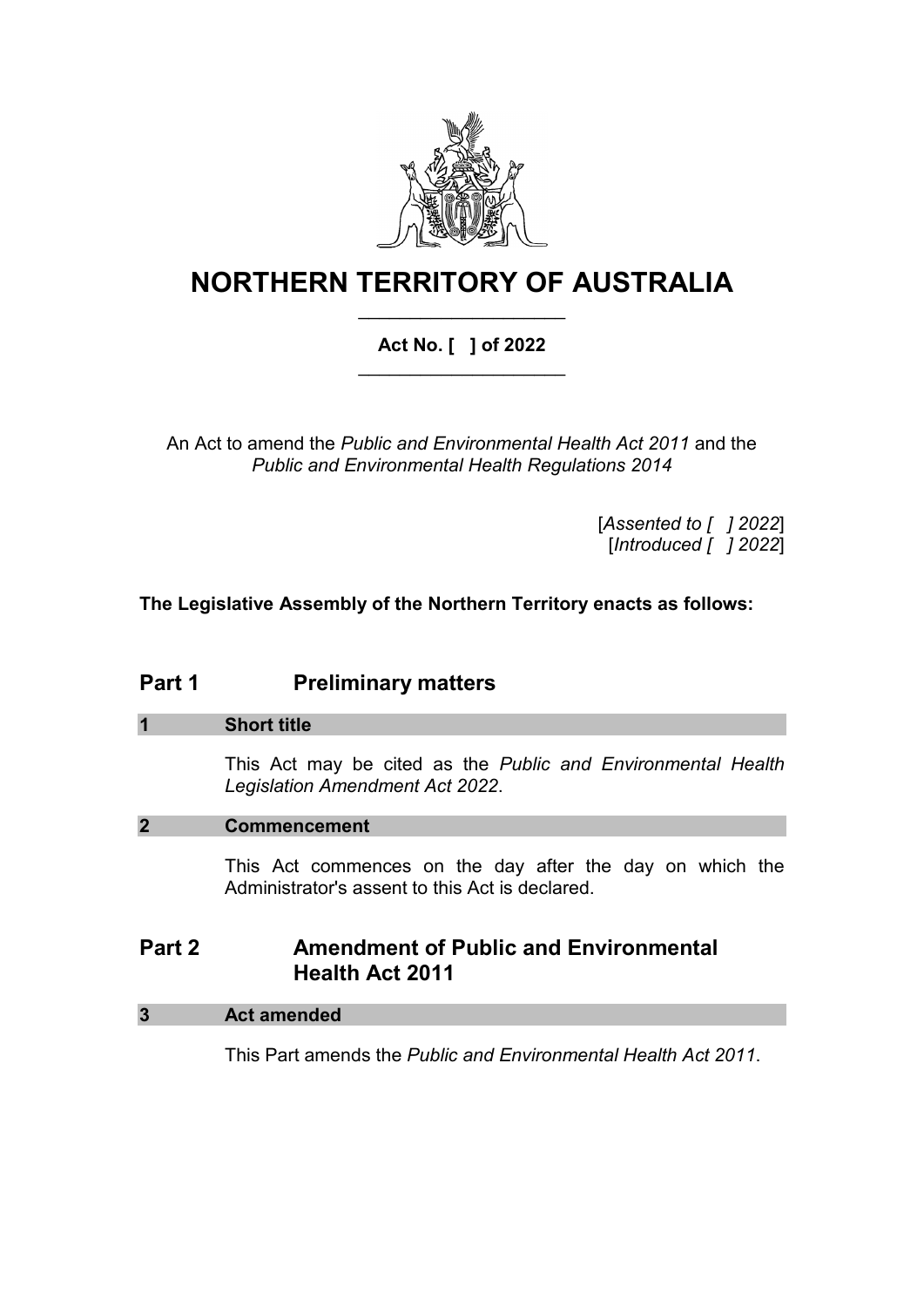# NORTHERN TERRITORY OF AUSTRALIA

**Act No. [ ] of 2022**

An Act to amend the *Public and Environmental Health Act 2011* and the *Public and Environmental Health Regulations 2014*

[*Assented to [ ] 2022*]
[*Introduced [ ] 2022*]

**The Legislative Assembly of the Northern Territory enacts as follows:**

## Part 1 Preliminary matters

### 1 Short title

This Act may be cited as the *Public and Environmental Health Legislation Amendment Act 2022*.

### 2 Commencement

This Act commences on the day after the day on which the Administrator's assent to this Act is declared.

## Part 2 Amendment of Public and Environmental Health Act 2011

### 3 Act amended

This Part amends the *Public and Environmental Health Act 2011*.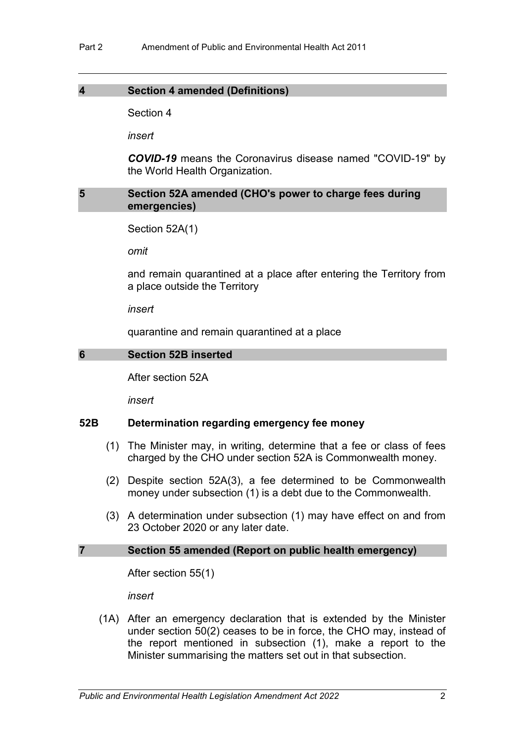### 4 Section 4 amended (Definitions)

Section 4

*insert*

***COVID-19*** means the Coronavirus disease named "COVID-19" by the World Health Organization.

### 5 Section 52A amended (CHO's power to charge fees during emergencies)

Section 52A(1)

*omit*

and remain quarantined at a place after entering the Territory from a place outside the Territory

*insert*

quarantine and remain quarantined at a place

### 6 Section 52B inserted

After section 52A

*insert*

#### 52B Determination regarding emergency fee money

(1) The Minister may, in writing, determine that a fee or class of fees charged by the CHO under section 52A is Commonwealth money.

(2) Despite section 52A(3), a fee determined to be Commonwealth money under subsection (1) is a debt due to the Commonwealth.

(3) A determination under subsection (1) may have effect on and from 23 October 2020 or any later date.

### 7 Section 55 amended (Report on public health emergency)

After section 55(1)

*insert*

(1A) After an emergency declaration that is extended by the Minister under section 50(2) ceases to be in force, the CHO may, instead of the report mentioned in subsection (1), make a report to the Minister summarising the matters set out in that subsection.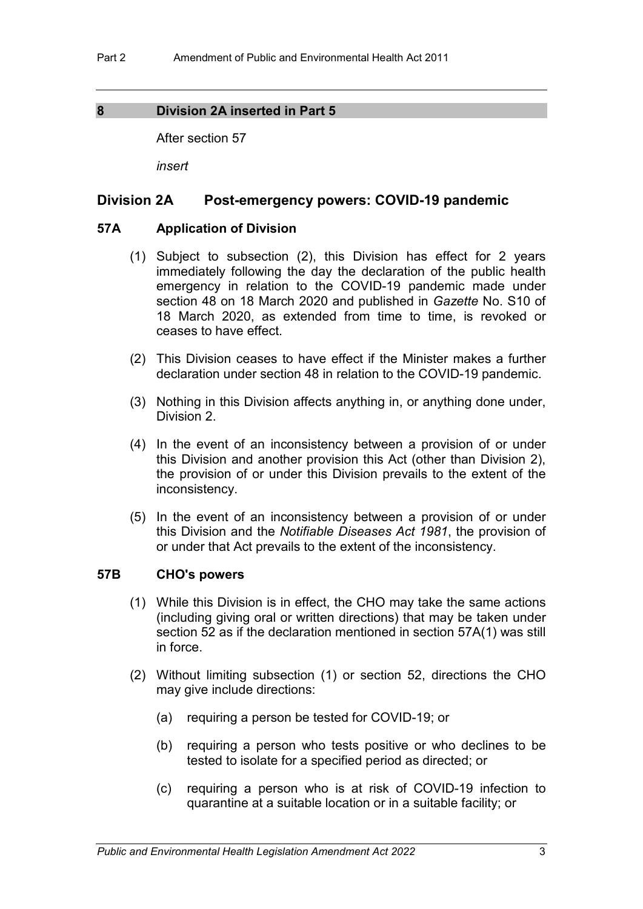## 8 Division 2A inserted in Part 5

After section 57

*insert*

## Division 2A Post-emergency powers: COVID-19 pandemic

### 57A Application of Division

(1) Subject to subsection (2), this Division has effect for 2 years immediately following the day the declaration of the public health emergency in relation to the COVID-19 pandemic made under section 48 on 18 March 2020 and published in *Gazette* No. S10 of 18 March 2020, as extended from time to time, is revoked or ceases to have effect.

(2) This Division ceases to have effect if the Minister makes a further declaration under section 48 in relation to the COVID-19 pandemic.

(3) Nothing in this Division affects anything in, or anything done under, Division 2.

(4) In the event of an inconsistency between a provision of or under this Division and another provision this Act (other than Division 2), the provision of or under this Division prevails to the extent of the inconsistency.

(5) In the event of an inconsistency between a provision of or under this Division and the *Notifiable Diseases Act 1981*, the provision of or under that Act prevails to the extent of the inconsistency.

### 57B CHO's powers

(1) While this Division is in effect, the CHO may take the same actions (including giving oral or written directions) that may be taken under section 52 as if the declaration mentioned in section 57A(1) was still in force.

(2) Without limiting subsection (1) or section 52, directions the CHO may give include directions:

(a) requiring a person be tested for COVID-19; or

(b) requiring a person who tests positive or who declines to be tested to isolate for a specified period as directed; or

(c) requiring a person who is at risk of COVID-19 infection to quarantine at a suitable location or in a suitable facility; or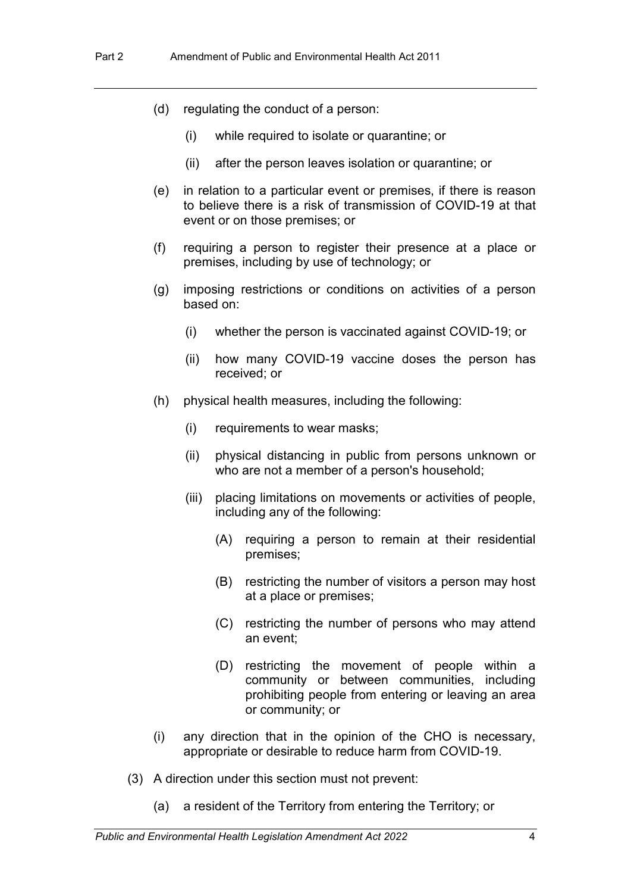(d) regulating the conduct of a person:

  (i) while required to isolate or quarantine; or

  (ii) after the person leaves isolation or quarantine; or

(e) in relation to a particular event or premises, if there is reason to believe there is a risk of transmission of COVID-19 at that event or on those premises; or

(f) requiring a person to register their presence at a place or premises, including by use of technology; or

(g) imposing restrictions or conditions on activities of a person based on:

  (i) whether the person is vaccinated against COVID-19; or

  (ii) how many COVID-19 vaccine doses the person has received; or

(h) physical health measures, including the following:

  (i) requirements to wear masks;

  (ii) physical distancing in public from persons unknown or who are not a member of a person's household;

  (iii) placing limitations on movements or activities of people, including any of the following:

    (A) requiring a person to remain at their residential premises;

    (B) restricting the number of visitors a person may host at a place or premises;

    (C) restricting the number of persons who may attend an event;

    (D) restricting the movement of people within a community or between communities, including prohibiting people from entering or leaving an area or community; or

(i) any direction that in the opinion of the CHO is necessary, appropriate or desirable to reduce harm from COVID-19.

(3) A direction under this section must not prevent:

  (a) a resident of the Territory from entering the Territory; or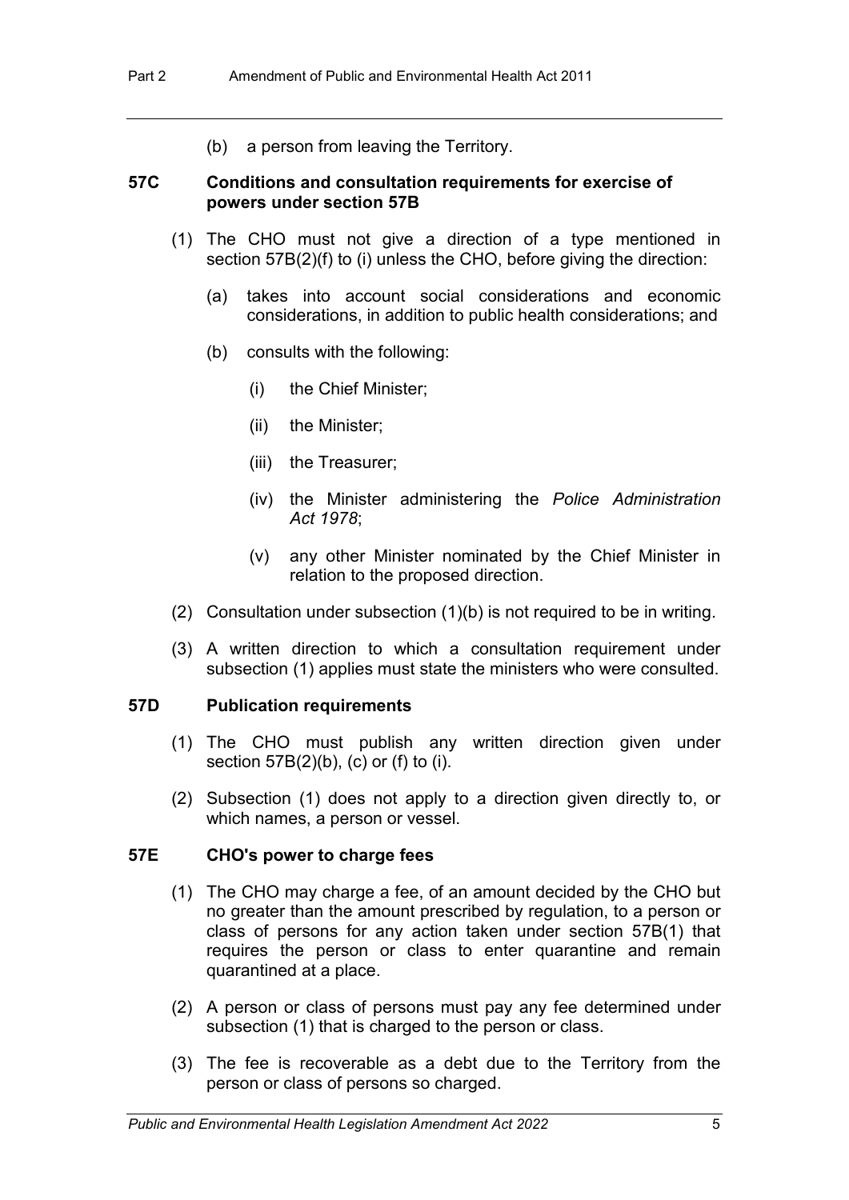(b) a person from leaving the Territory.

### 57C Conditions and consultation requirements for exercise of powers under section 57B

(1) The CHO must not give a direction of a type mentioned in section 57B(2)(f) to (i) unless the CHO, before giving the direction:

- (a) takes into account social considerations and economic considerations, in addition to public health considerations; and
- (b) consults with the following:
  - (i) the Chief Minister;
  - (ii) the Minister;
  - (iii) the Treasurer;
  - (iv) the Minister administering the *Police Administration Act 1978*;
  - (v) any other Minister nominated by the Chief Minister in relation to the proposed direction.

(2) Consultation under subsection (1)(b) is not required to be in writing.

(3) A written direction to which a consultation requirement under subsection (1) applies must state the ministers who were consulted.

### 57D Publication requirements

(1) The CHO must publish any written direction given under section 57B(2)(b), (c) or (f) to (i).

(2) Subsection (1) does not apply to a direction given directly to, or which names, a person or vessel.

### 57E CHO's power to charge fees

(1) The CHO may charge a fee, of an amount decided by the CHO but no greater than the amount prescribed by regulation, to a person or class of persons for any action taken under section 57B(1) that requires the person or class to enter quarantine and remain quarantined at a place.

(2) A person or class of persons must pay any fee determined under subsection (1) that is charged to the person or class.

(3) The fee is recoverable as a debt due to the Territory from the person or class of persons so charged.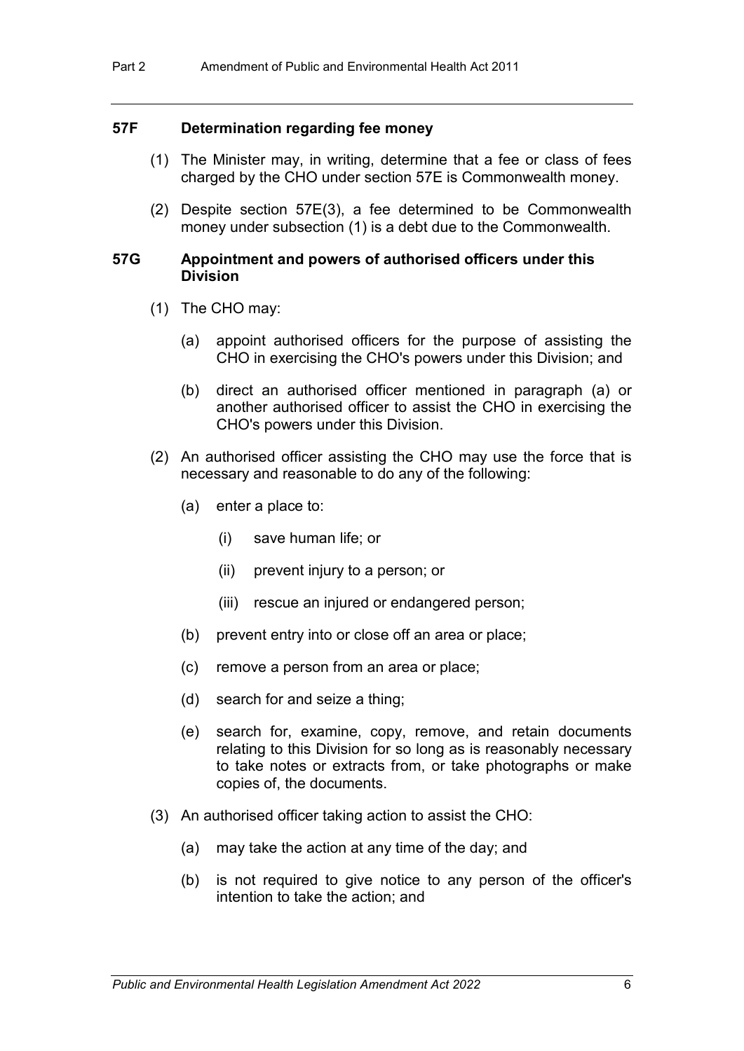### 57F Determination regarding fee money

(1) The Minister may, in writing, determine that a fee or class of fees charged by the CHO under section 57E is Commonwealth money.

(2) Despite section 57E(3), a fee determined to be Commonwealth money under subsection (1) is a debt due to the Commonwealth.

### 57G Appointment and powers of authorised officers under this Division

(1) The CHO may:

- (a) appoint authorised officers for the purpose of assisting the CHO in exercising the CHO's powers under this Division; and
- (b) direct an authorised officer mentioned in paragraph (a) or another authorised officer to assist the CHO in exercising the CHO's powers under this Division.

(2) An authorised officer assisting the CHO may use the force that is necessary and reasonable to do any of the following:

- (a) enter a place to:
  - (i) save human life; or
  - (ii) prevent injury to a person; or
  - (iii) rescue an injured or endangered person;
- (b) prevent entry into or close off an area or place;
- (c) remove a person from an area or place;
- (d) search for and seize a thing;
- (e) search for, examine, copy, remove, and retain documents relating to this Division for so long as is reasonably necessary to take notes or extracts from, or take photographs or make copies of, the documents.

(3) An authorised officer taking action to assist the CHO:

- (a) may take the action at any time of the day; and
- (b) is not required to give notice to any person of the officer's intention to take the action; and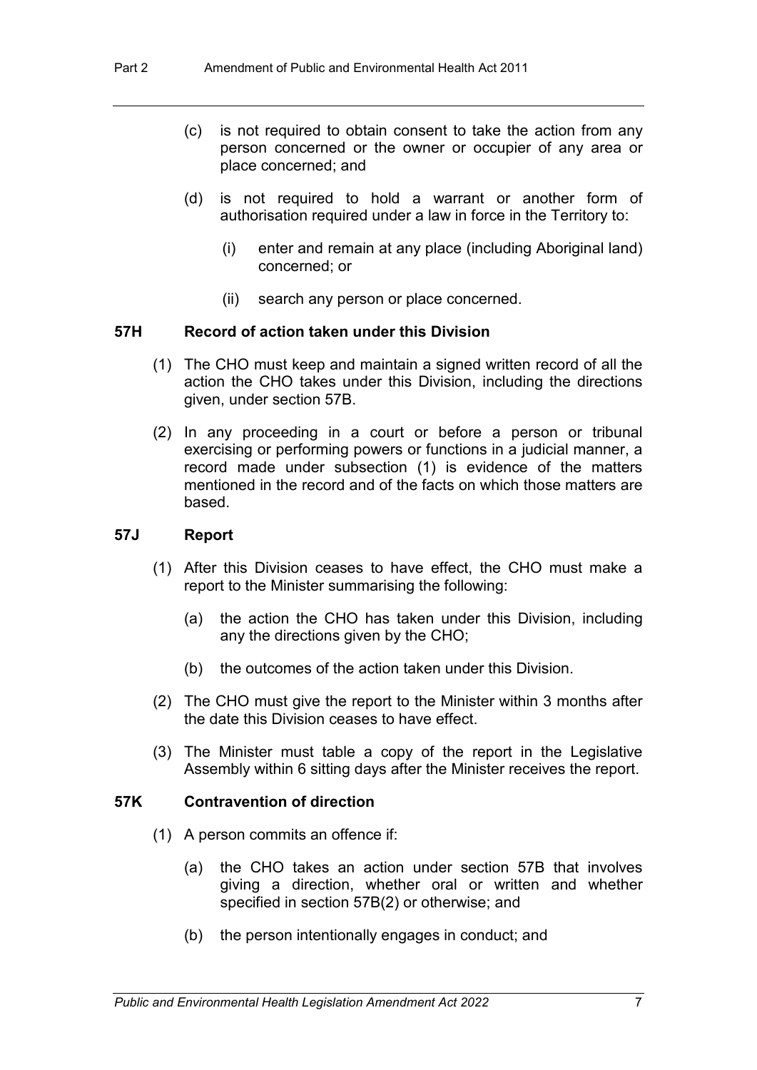(c) is not required to obtain consent to take the action from any person concerned or the owner or occupier of any area or place concerned; and

(d) is not required to hold a warrant or another form of authorisation required under a law in force in the Territory to:

(i) enter and remain at any place (including Aboriginal land) concerned; or

(ii) search any person or place concerned.

### 57H Record of action taken under this Division

(1) The CHO must keep and maintain a signed written record of all the action the CHO takes under this Division, including the directions given, under section 57B.

(2) In any proceeding in a court or before a person or tribunal exercising or performing powers or functions in a judicial manner, a record made under subsection (1) is evidence of the matters mentioned in the record and of the facts on which those matters are based.

### 57J Report

(1) After this Division ceases to have effect, the CHO must make a report to the Minister summarising the following:

(a) the action the CHO has taken under this Division, including any the directions given by the CHO;

(b) the outcomes of the action taken under this Division.

(2) The CHO must give the report to the Minister within 3 months after the date this Division ceases to have effect.

(3) The Minister must table a copy of the report in the Legislative Assembly within 6 sitting days after the Minister receives the report.

### 57K Contravention of direction

(1) A person commits an offence if:

(a) the CHO takes an action under section 57B that involves giving a direction, whether oral or written and whether specified in section 57B(2) or otherwise; and

(b) the person intentionally engages in conduct; and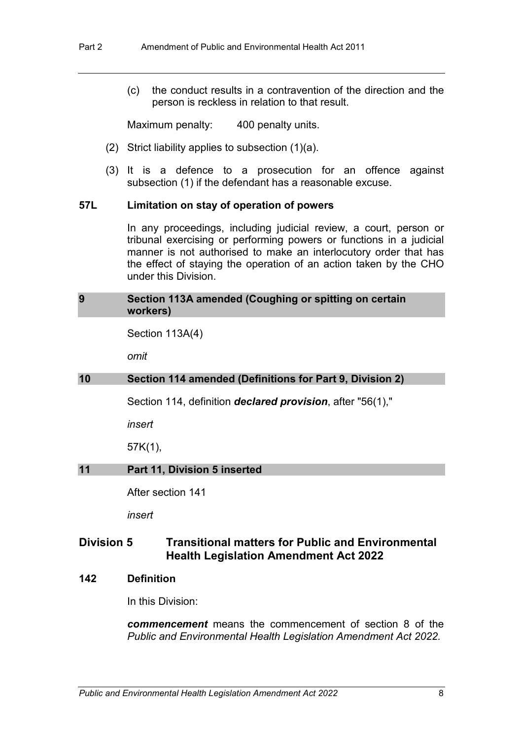(c) the conduct results in a contravention of the direction and the person is reckless in relation to that result.

Maximum penalty: 400 penalty units.

(2) Strict liability applies to subsection (1)(a).

(3) It is a defence to a prosecution for an offence against subsection (1) if the defendant has a reasonable excuse.

**57L Limitation on stay of operation of powers**

In any proceedings, including judicial review, a court, person or tribunal exercising or performing powers or functions in a judicial manner is not authorised to make an interlocutory order that has the effect of staying the operation of an action taken by the CHO under this Division.

### 9 Section 113A amended (Coughing or spitting on certain workers)

Section 113A(4)

*omit*

### 10 Section 114 amended (Definitions for Part 9, Division 2)

Section 114, definition ***declared provision***, after "56(1),"

*insert*

57K(1),

### 11 Part 11, Division 5 inserted

After section 141

*insert*

## Division 5 Transitional matters for Public and Environmental Health Legislation Amendment Act 2022

**142 Definition**

In this Division:

***commencement*** means the commencement of section 8 of the *Public and Environmental Health Legislation Amendment Act 2022.*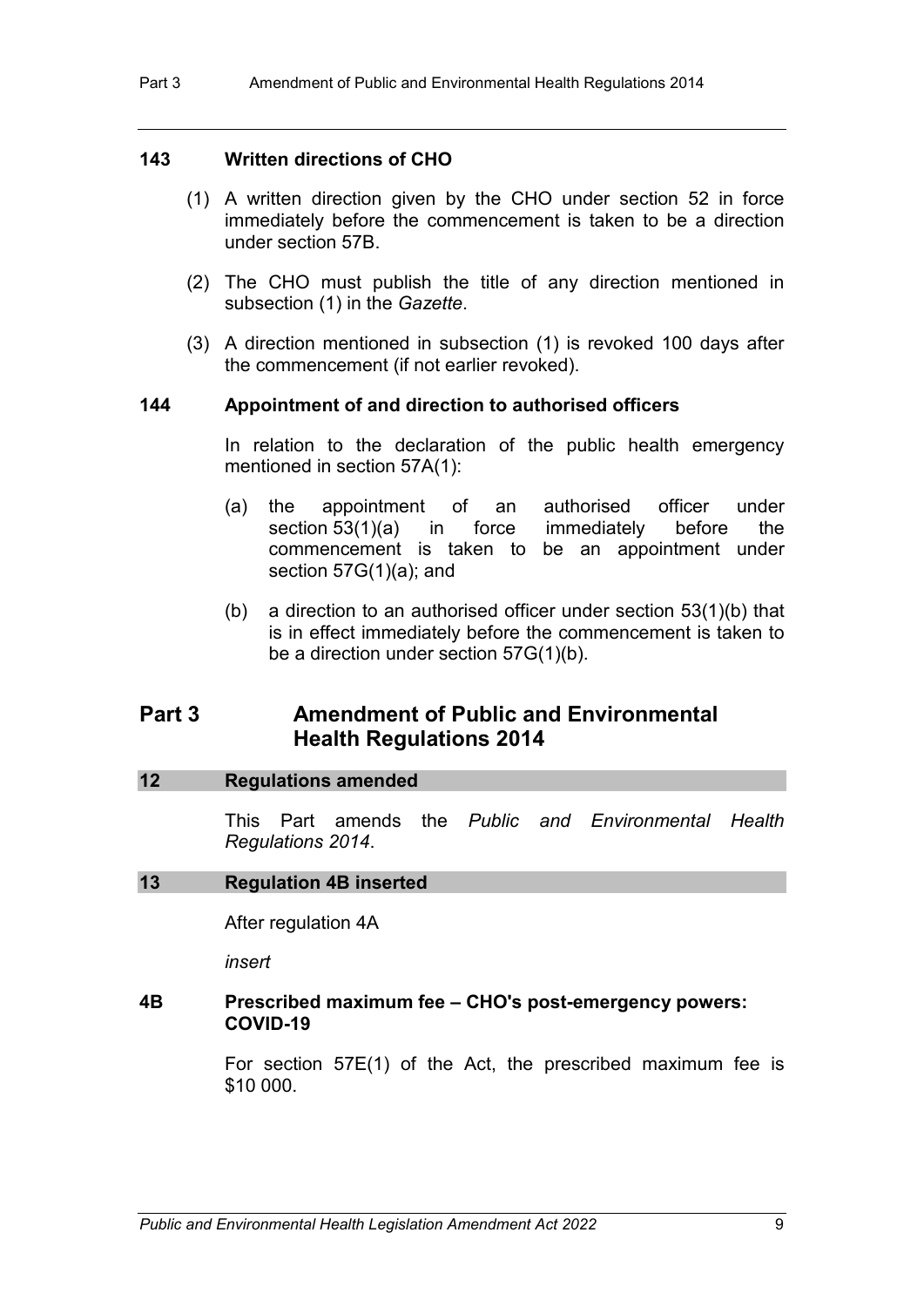### 143 Written directions of CHO

(1) A written direction given by the CHO under section 52 in force immediately before the commencement is taken to be a direction under section 57B.

(2) The CHO must publish the title of any direction mentioned in subsection (1) in the *Gazette*.

(3) A direction mentioned in subsection (1) is revoked 100 days after the commencement (if not earlier revoked).

### 144 Appointment of and direction to authorised officers

In relation to the declaration of the public health emergency mentioned in section 57A(1):

(a) the appointment of an authorised officer under section 53(1)(a) in force immediately before the commencement is taken to be an appointment under section 57G(1)(a); and

(b) a direction to an authorised officer under section 53(1)(b) that is in effect immediately before the commencement is taken to be a direction under section 57G(1)(b).

## Part 3 Amendment of Public and Environmental Health Regulations 2014

### 12 Regulations amended

This Part amends the *Public and Environmental Health Regulations 2014*.

### 13 Regulation 4B inserted

After regulation 4A

*insert*

### 4B Prescribed maximum fee – CHO's post-emergency powers: COVID-19

For section 57E(1) of the Act, the prescribed maximum fee is $10 000.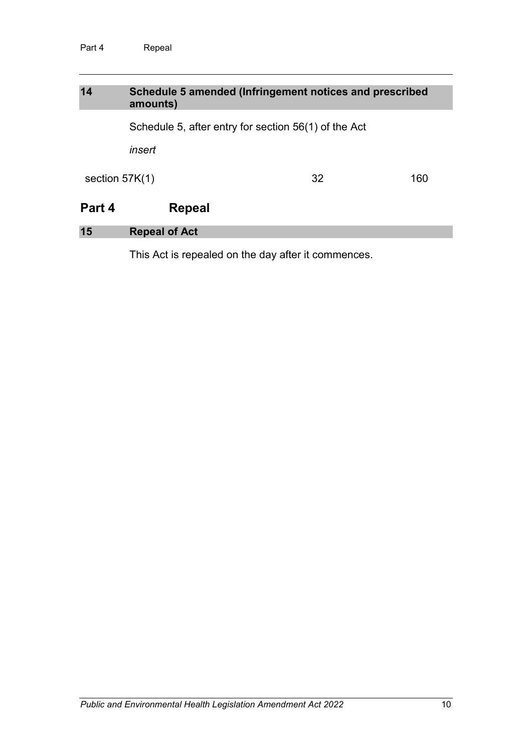### 14 Schedule 5 amended (Infringement notices and prescribed amounts)

Schedule 5, after entry for section 56(1) of the Act

*insert*

| | | |
|---|---|---|
| section 57K(1) | 32 | 160 |

## Part 4 Repeal

### 15 Repeal of Act

This Act is repealed on the day after it commences.